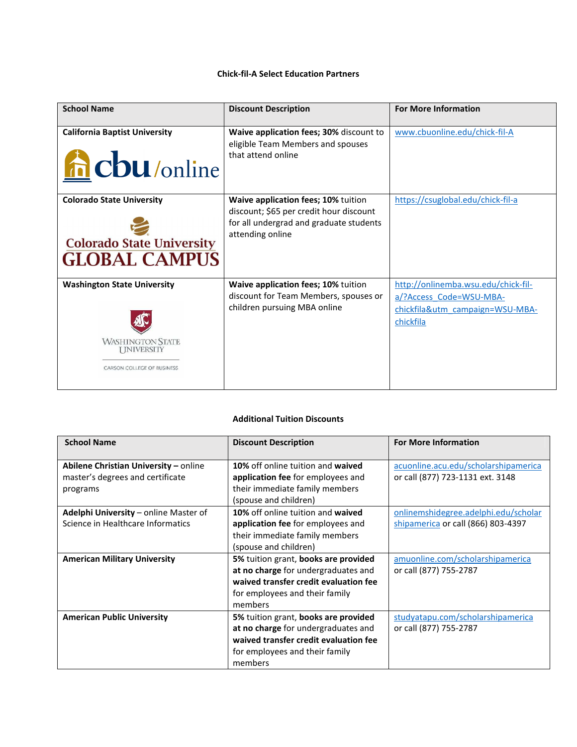**Chick-fil-A Select Education Partners**

| School Name | Discount Description | For More Information |
|---|---|---|
| **California Baptist University** | **Waive application fees; 30%** discount to eligible Team Members and spouses that attend online | www.cbuonline.edu/chick-fil-A |
| **Colorado State University** | **Waive application fees; 10%** tuition discount; $65 per credit hour discount for all undergrad and graduate students attending online | https://csuglobal.edu/chick-fil-a |
| **Washington State University** | **Waive application fees; 10%** tuition discount for Team Members, spouses or children pursuing MBA online | http://onlinemba.wsu.edu/chick-fil-a/?Access_Code=WSU-MBA-chickfila&utm_campaign=WSU-MBA-chickfila |

**Additional Tuition Discounts**

| School Name | Discount Description | For More Information |
|---|---|---|
| **Abilene Christian University –** online master's degrees and certificate programs | **10%** off online tuition and **waived application fee** for employees and their immediate family members (spouse and children) | acuonline.acu.edu/scholarshipamerica or call (877) 723-1131 ext. 3148 |
| **Adelphi University** – online Master of Science in Healthcare Informatics | **10%** off online tuition and **waived application fee** for employees and their immediate family members (spouse and children) | onlinemshidegree.adelphi.edu/scholarshipamerica or call (866) 803-4397 |
| **American Military University** | **5%** tuition grant, **books are provided at no charge** for undergraduates and **waived transfer credit evaluation fee** for employees and their family members | amuonline.com/scholarshipamerica or call (877) 755-2787 |
| **American Public University** | **5%** tuition grant, **books are provided at no charge** for undergraduates and **waived transfer credit evaluation fee** for employees and their family members | studyatapu.com/scholarshipamerica or call (877) 755-2787 |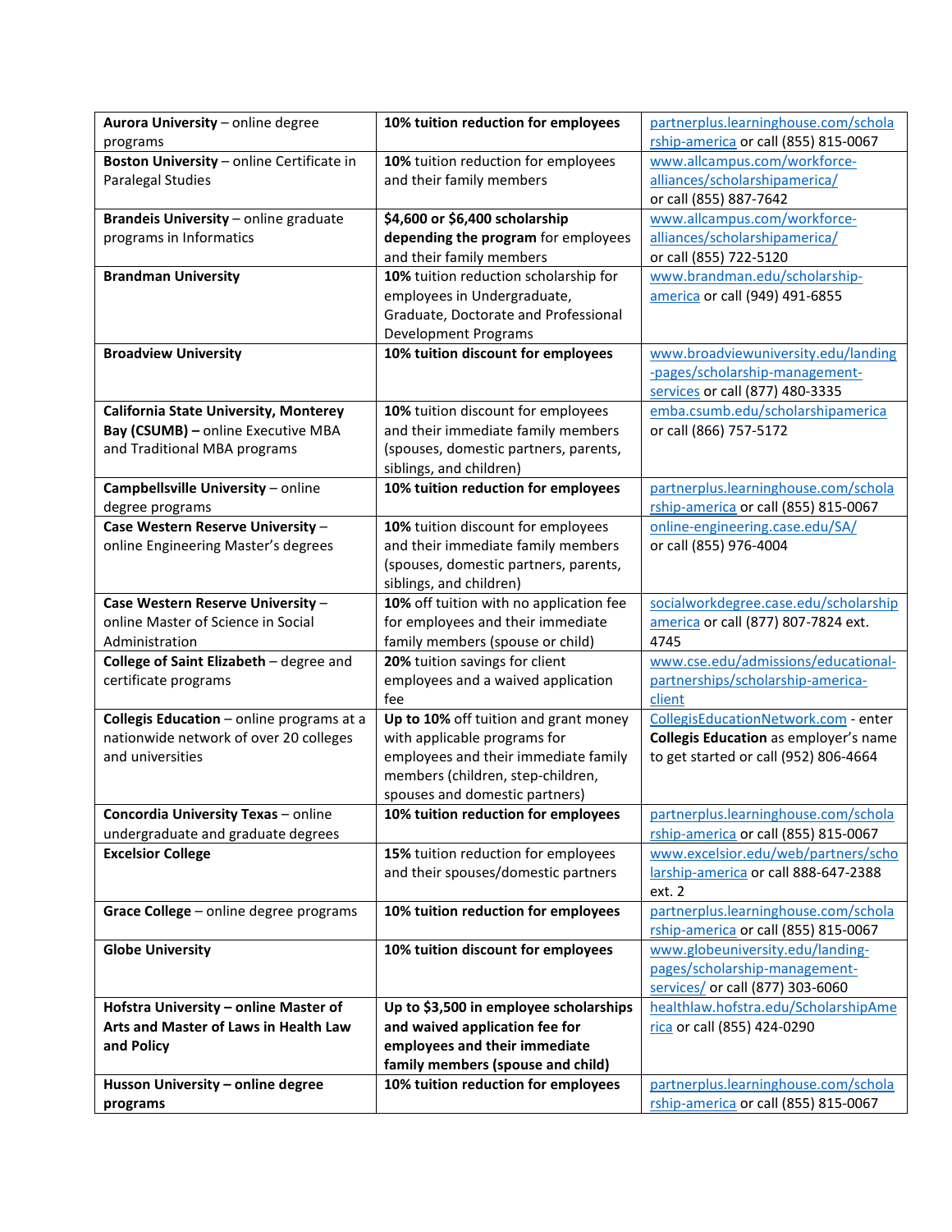| | | |
|---|---|---|
| **Aurora University** – online degree programs | **10% tuition reduction for employees** | partnerplus.learninghouse.com/scholarship-america or call (855) 815-0067 |
| **Boston University** – online Certificate in Paralegal Studies | **10%** tuition reduction for employees and their family members | www.allcampus.com/workforce-alliances/scholarshipamerica/ or call (855) 887-7642 |
| **Brandeis University** – online graduate programs in Informatics | **$4,600 or $6,400 scholarship depending the program** for employees and their family members | www.allcampus.com/workforce-alliances/scholarshipamerica/ or call (855) 722-5120 |
| **Brandman University** | **10%** tuition reduction scholarship for employees in Undergraduate, Graduate, Doctorate and Professional Development Programs | www.brandman.edu/scholarship-america or call (949) 491-6855 |
| **Broadview University** | **10% tuition discount for employees** | www.broadviewuniversity.edu/landing-pages/scholarship-management-services or call (877) 480-3335 |
| **California State University, Monterey Bay (CSUMB) –** online Executive MBA and Traditional MBA programs | **10%** tuition discount for employees and their immediate family members (spouses, domestic partners, parents, siblings, and children) | emba.csumb.edu/scholarshipamerica or call (866) 757-5172 |
| **Campbellsville University** – online degree programs | **10% tuition reduction for employees** | partnerplus.learninghouse.com/scholarship-america or call (855) 815-0067 |
| **Case Western Reserve University** – online Engineering Master's degrees | **10%** tuition discount for employees and their immediate family members (spouses, domestic partners, parents, siblings, and children) | online-engineering.case.edu/SA/ or call (855) 976-4004 |
| **Case Western Reserve University** – online Master of Science in Social Administration | **10%** off tuition with no application fee for employees and their immediate family members (spouse or child) | socialworkdegree.case.edu/scholarshipamerica or call (877) 807-7824 ext. 4745 |
| **College of Saint Elizabeth** – degree and certificate programs | **20%** tuition savings for client employees and a waived application fee | www.cse.edu/admissions/educational-partnerships/scholarship-america-client |
| **Collegis Education** – online programs at a nationwide network of over 20 colleges and universities | **Up to 10%** off tuition and grant money with applicable programs for employees and their immediate family members (children, step-children, spouses and domestic partners) | CollegisEducationNetwork.com - enter **Collegis Education** as employer's name to get started or call (952) 806-4664 |
| **Concordia University Texas** – online undergraduate and graduate degrees | **10% tuition reduction for employees** | partnerplus.learninghouse.com/scholarship-america or call (855) 815-0067 |
| **Excelsior College** | **15%** tuition reduction for employees and their spouses/domestic partners | www.excelsior.edu/web/partners/scholarship-america or call 888-647-2388 ext. 2 |
| **Grace College** – online degree programs | **10% tuition reduction for employees** | partnerplus.learninghouse.com/scholarship-america or call (855) 815-0067 |
| **Globe University** | **10% tuition discount for employees** | www.globeuniversity.edu/landing-pages/scholarship-management-services/ or call (877) 303-6060 |
| **Hofstra University – online Master of Arts and Master of Laws in Health Law and Policy** | **Up to $3,500 in employee scholarships and waived application fee for employees and their immediate family members (spouse and child)** | healthlaw.hofstra.edu/ScholarshipAmerica or call (855) 424-0290 |
| **Husson University – online degree programs** | **10% tuition reduction for employees** | partnerplus.learninghouse.com/scholarship-america or call (855) 815-0067 |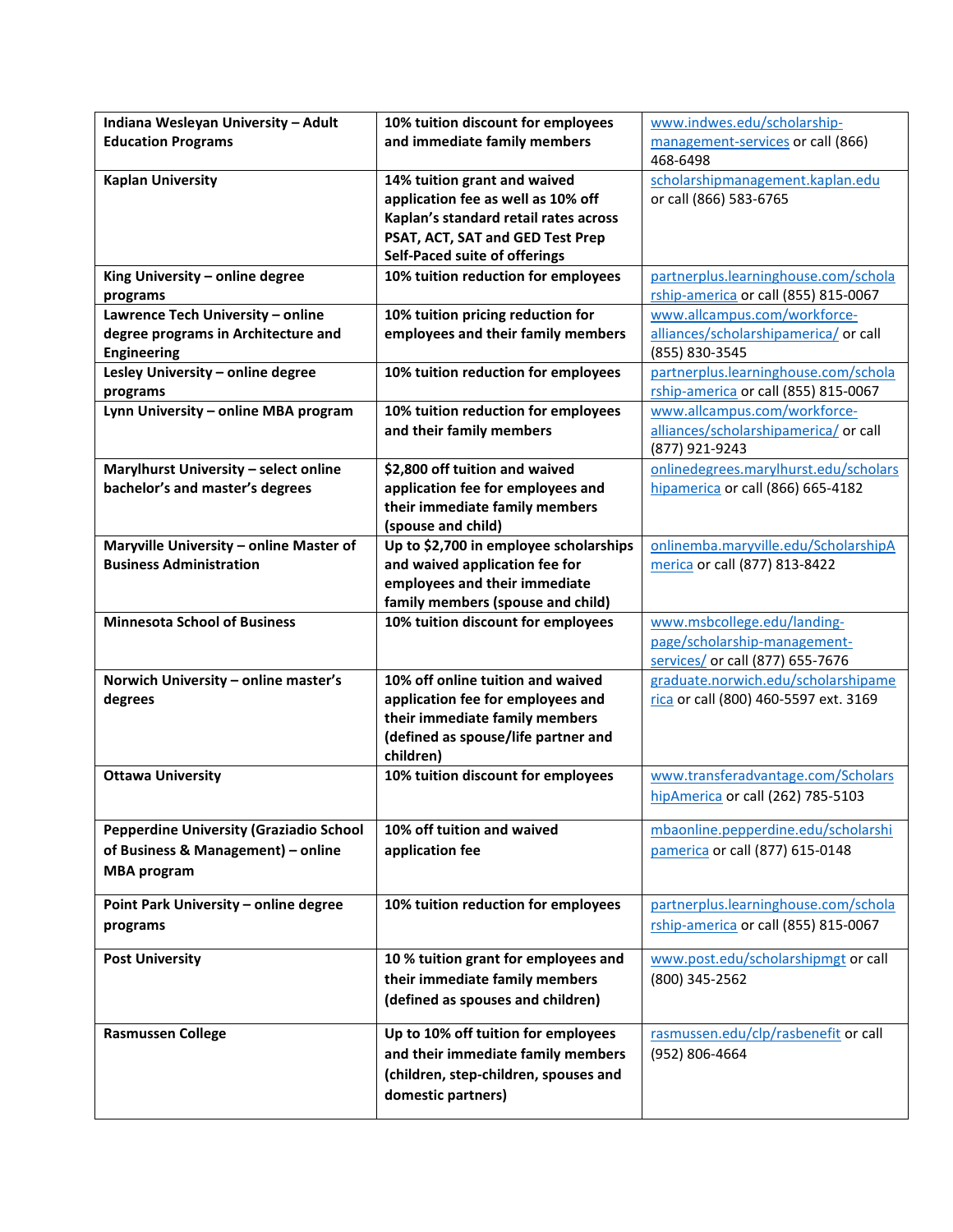| | | |
|---|---|---|
| **Indiana Wesleyan University – Adult Education Programs** | **10% tuition discount for employees and immediate family members** | www.indwes.edu/scholarship-management-services or call (866) 468-6498 |
| **Kaplan University** | **14% tuition grant and waived application fee as well as 10% off Kaplan's standard retail rates across PSAT, ACT, SAT and GED Test Prep Self-Paced suite of offerings** | scholarshipmanagement.kaplan.edu or call (866) 583-6765 |
| **King University – online degree programs** | **10% tuition reduction for employees** | partnerplus.learninghouse.com/scholarship-america or call (855) 815-0067 |
| **Lawrence Tech University – online degree programs in Architecture and Engineering** | **10% tuition pricing reduction for employees and their family members** | www.allcampus.com/workforce-alliances/scholarshipamerica/ or call (855) 830-3545 |
| **Lesley University – online degree programs** | **10% tuition reduction for employees** | partnerplus.learninghouse.com/scholarship-america or call (855) 815-0067 |
| **Lynn University – online MBA program** | **10% tuition reduction for employees and their family members** | www.allcampus.com/workforce-alliances/scholarshipamerica/ or call (877) 921-9243 |
| **Marylhurst University – select online bachelor's and master's degrees** | **$2,800 off tuition and waived application fee for employees and their immediate family members (spouse and child)** | onlinedegrees.marylhurst.edu/scholarshipamerica or call (866) 665-4182 |
| **Maryville University – online Master of Business Administration** | **Up to $2,700 in employee scholarships and waived application fee for employees and their immediate family members (spouse and child)** | onlinemba.maryville.edu/ScholarshipAmerica or call (877) 813-8422 |
| **Minnesota School of Business** | **10% tuition discount for employees** | www.msbcollege.edu/landing-page/scholarship-management-services/ or call (877) 655-7676 |
| **Norwich University – online master's degrees** | **10% off online tuition and waived application fee for employees and their immediate family members (defined as spouse/life partner and children)** | graduate.norwich.edu/scholarshipamerica or call (800) 460-5597 ext. 3169 |
| **Ottawa University** | **10% tuition discount for employees** | www.transferadvantage.com/ScholarshipAmerica or call (262) 785-5103 |
| **Pepperdine University (Graziadio School of Business & Management) – online MBA program** | **10% off tuition and waived application fee** | mbaonline.pepperdine.edu/scholarshipamerica or call (877) 615-0148 |
| **Point Park University – online degree programs** | **10% tuition reduction for employees** | partnerplus.learninghouse.com/scholarship-america or call (855) 815-0067 |
| **Post University** | **10 % tuition grant for employees and their immediate family members (defined as spouses and children)** | www.post.edu/scholarshipmgt or call (800) 345-2562 |
| **Rasmussen College** | **Up to 10% off tuition for employees and their immediate family members (children, step-children, spouses and domestic partners)** | rasmussen.edu/clp/rasbenefit or call (952) 806-4664 |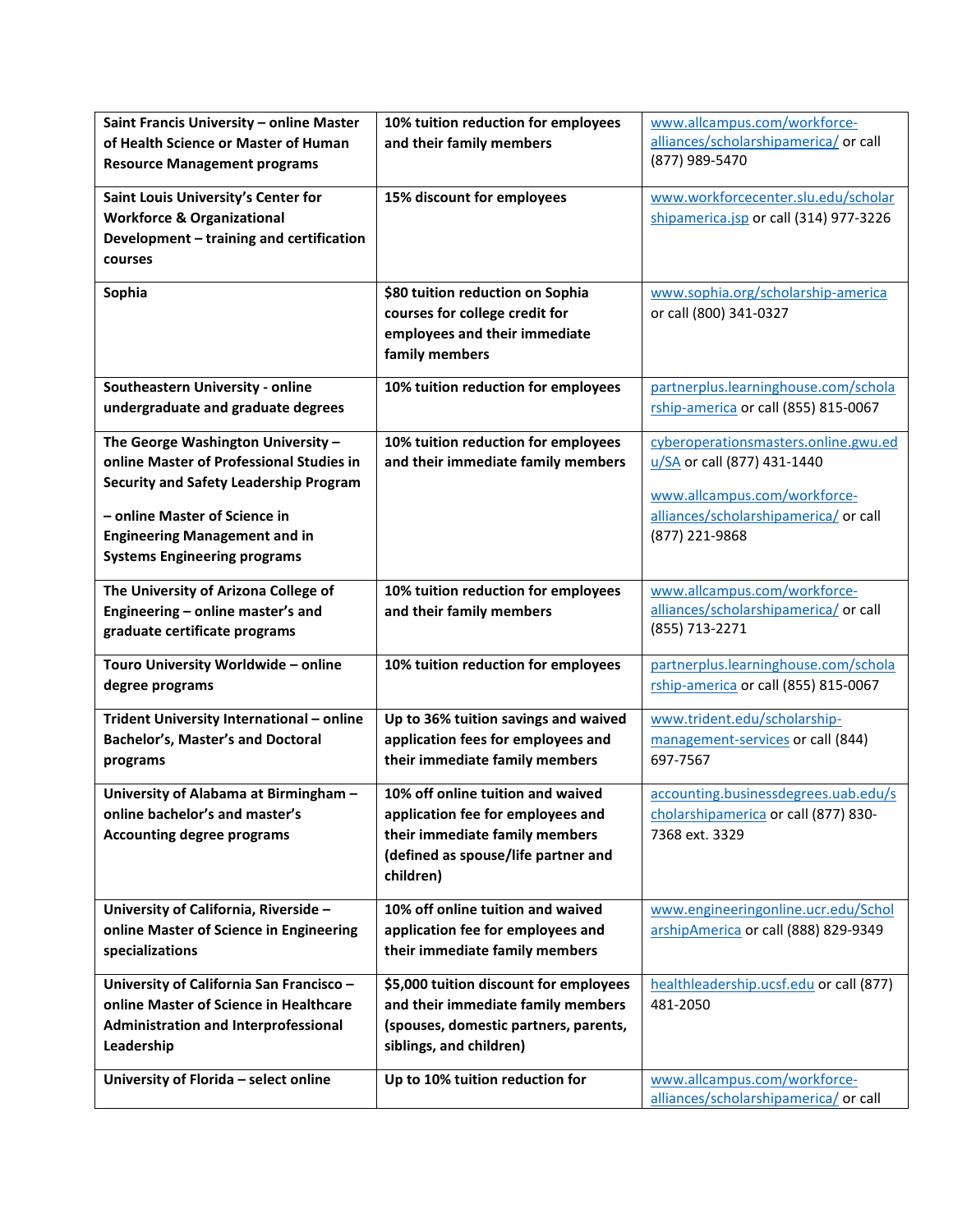| | | |
|---|---|---|
| **Saint Francis University – online Master of Health Science or Master of Human Resource Management programs** | **10% tuition reduction for employees and their family members** | www.allcampus.com/workforce-alliances/scholarshipamerica/ or call (877) 989-5470 |
| **Saint Louis University's Center for Workforce & Organizational Development – training and certification courses** | **15% discount for employees** | www.workforcecenter.slu.edu/scholarshipamerica.jsp or call (314) 977-3226 |
| **Sophia** | **$80 tuition reduction on Sophia courses for college credit for employees and their immediate family members** | www.sophia.org/scholarship-america or call (800) 341-0327 |
| **Southeastern University - online undergraduate and graduate degrees** | **10% tuition reduction for employees** | partnerplus.learninghouse.com/scholarship-america or call (855) 815-0067 |
| **The George Washington University – online Master of Professional Studies in Security and Safety Leadership Program**<br><br>**– online Master of Science in Engineering Management and in Systems Engineering programs** | **10% tuition reduction for employees and their immediate family members** | cyberoperationsmasters.online.gwu.edu/SA or call (877) 431-1440<br><br>www.allcampus.com/workforce-alliances/scholarshipamerica/ or call (877) 221-9868 |
| **The University of Arizona College of Engineering – online master's and graduate certificate programs** | **10% tuition reduction for employees and their family members** | www.allcampus.com/workforce-alliances/scholarshipamerica/ or call (855) 713-2271 |
| **Touro University Worldwide – online degree programs** | **10% tuition reduction for employees** | partnerplus.learninghouse.com/scholarship-america or call (855) 815-0067 |
| **Trident University International – online Bachelor's, Master's and Doctoral programs** | **Up to 36% tuition savings and waived application fees for employees and their immediate family members** | www.trident.edu/scholarship-management-services or call (844) 697-7567 |
| **University of Alabama at Birmingham – online bachelor's and master's Accounting degree programs** | **10% off online tuition and waived application fee for employees and their immediate family members (defined as spouse/life partner and children)** | accounting.businessdegrees.uab.edu/scholarshipamerica or call (877) 830-7368 ext. 3329 |
| **University of California, Riverside – online Master of Science in Engineering specializations** | **10% off online tuition and waived application fee for employees and their immediate family members** | www.engineeringonline.ucr.edu/ScholarshipAmerica or call (888) 829-9349 |
| **University of California San Francisco – online Master of Science in Healthcare Administration and Interprofessional Leadership** | **$5,000 tuition discount for employees and their immediate family members (spouses, domestic partners, parents, siblings, and children)** | healthleadership.ucsf.edu or call (877) 481-2050 |
| **University of Florida – select online** | **Up to 10% tuition reduction for** | www.allcampus.com/workforce-alliances/scholarshipamerica/ or call |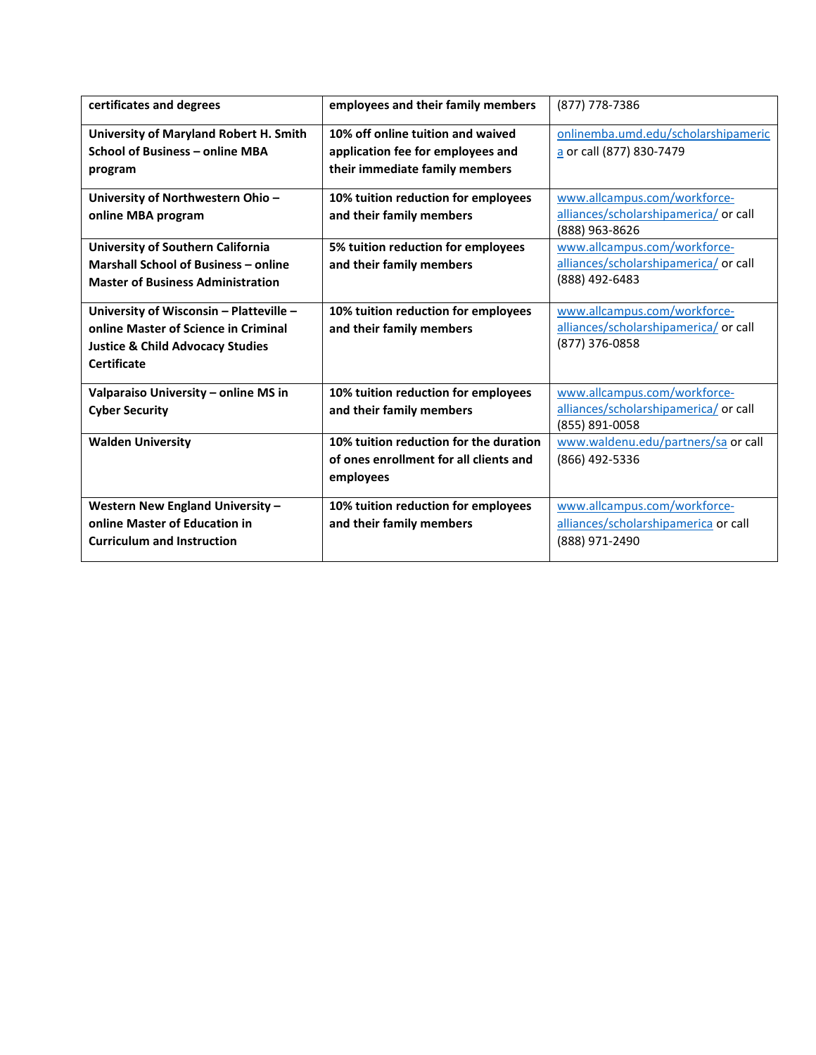| | | |
|---|---|---|
| **certificates and degrees** | **employees and their family members** | (877) 778-7386 |
| **University of Maryland Robert H. Smith School of Business – online MBA program** | **10% off online tuition and waived application fee for employees and their immediate family members** | onlinemba.umd.edu/scholarshipamerica or call (877) 830-7479 |
| **University of Northwestern Ohio – online MBA program** | **10% tuition reduction for employees and their family members** | www.allcampus.com/workforce-alliances/scholarshipamerica/ or call (888) 963-8626 |
| **University of Southern California Marshall School of Business – online Master of Business Administration** | **5% tuition reduction for employees and their family members** | www.allcampus.com/workforce-alliances/scholarshipamerica/ or call (888) 492-6483 |
| **University of Wisconsin – Platteville – online Master of Science in Criminal Justice & Child Advocacy Studies Certificate** | **10% tuition reduction for employees and their family members** | www.allcampus.com/workforce-alliances/scholarshipamerica/ or call (877) 376-0858 |
| **Valparaiso University – online MS in Cyber Security** | **10% tuition reduction for employees and their family members** | www.allcampus.com/workforce-alliances/scholarshipamerica/ or call (855) 891-0058 |
| **Walden University** | **10% tuition reduction for the duration of ones enrollment for all clients and employees** | www.waldenu.edu/partners/sa or call (866) 492-5336 |
| **Western New England University – online Master of Education in Curriculum and Instruction** | **10% tuition reduction for employees and their family members** | www.allcampus.com/workforce-alliances/scholarshipamerica or call (888) 971-2490 |